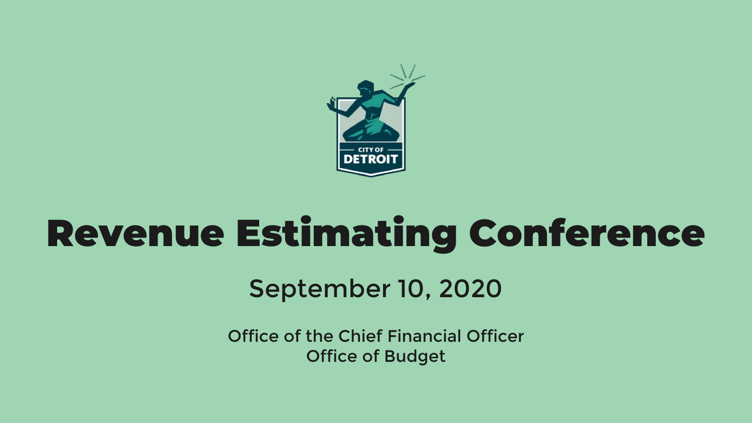# Revenue Estimating Conference

September 10, 2020

Office of the Chief Financial Officer
Office of Budget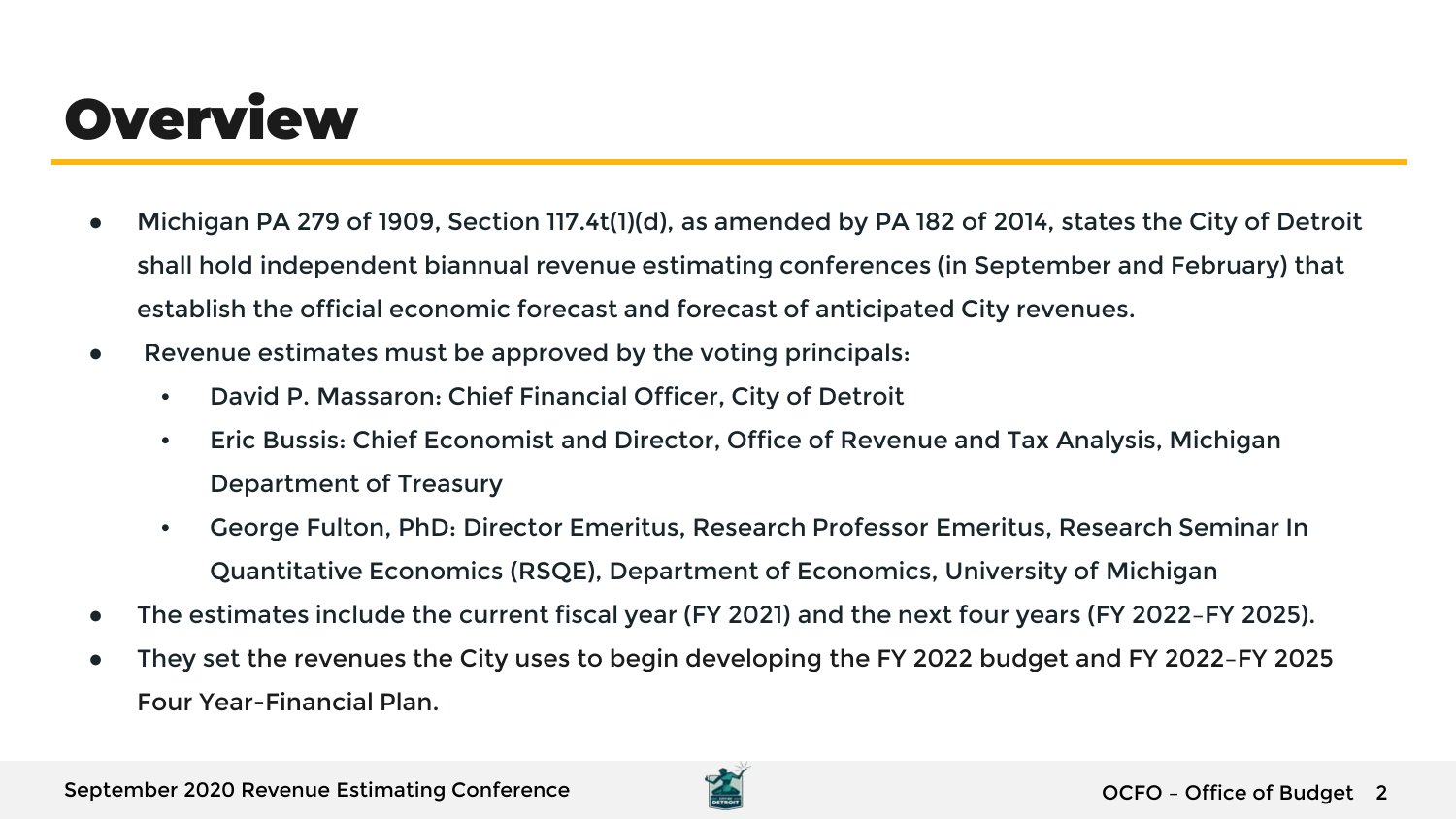# Overview

- Michigan PA 279 of 1909, Section 117.4t(1)(d), as amended by PA 182 of 2014, states the City of Detroit shall hold independent biannual revenue estimating conferences (in September and February) that establish the official economic forecast and forecast of anticipated City revenues.
- Revenue estimates must be approved by the voting principals:
  - David P. Massaron: Chief Financial Officer, City of Detroit
  - Eric Bussis: Chief Economist and Director, Office of Revenue and Tax Analysis, Michigan Department of Treasury
  - George Fulton, PhD: Director Emeritus, Research Professor Emeritus, Research Seminar In Quantitative Economics (RSQE), Department of Economics, University of Michigan
- The estimates include the current fiscal year (FY 2021) and the next four years (FY 2022–FY 2025).
- They set the revenues the City uses to begin developing the FY 2022 budget and FY 2022–FY 2025 Four Year-Financial Plan.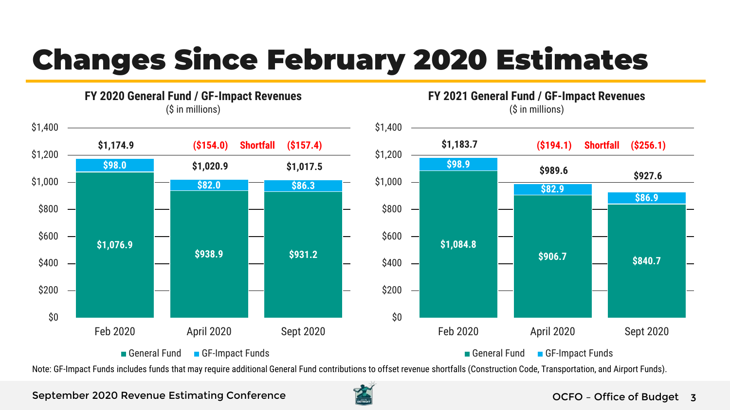# Changes Since February 2020 Estimates

## FY 2020 General Fund / GF-Impact Revenues

($ in millions)

| | Feb 2020 | April 2020 | Sept 2020 |
|---|---|---|---|
| General Fund | $1,076.9 | $938.9 | $931.2 |
| GF-Impact Funds | $98.0 | $82.0 | $86.3 |
| Total | $1,174.9 | $1,020.9 | $1,017.5 |
| Shortfall | | ($154.0) | ($157.4) |

## FY 2021 General Fund / GF-Impact Revenues

($ in millions)

| | Feb 2020 | April 2020 | Sept 2020 |
|---|---|---|---|
| General Fund | $1,084.8 | $906.7 | $840.7 |
| GF-Impact Funds | $98.9 | $82.9 | $86.9 |
| Total | $1,183.7 | $989.6 | $927.6 |
| Shortfall | | ($194.1) | ($256.1) |

Note: GF-Impact Funds includes funds that may require additional General Fund contributions to offset revenue shortfalls (Construction Code, Transportation, and Airport Funds).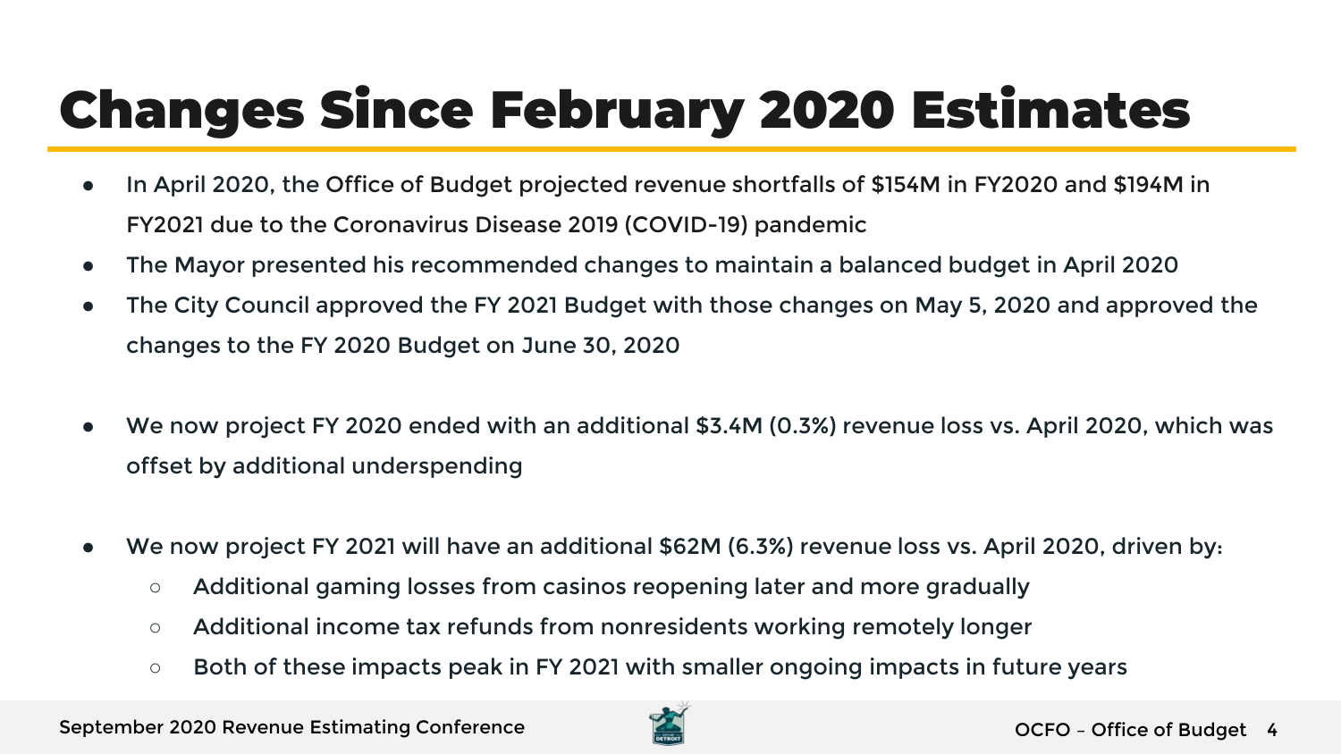# Changes Since February 2020 Estimates

- In April 2020, the Office of Budget projected revenue shortfalls of $154M in FY2020 and $194M in FY2021 due to the Coronavirus Disease 2019 (COVID-19) pandemic
- The Mayor presented his recommended changes to maintain a balanced budget in April 2020
- The City Council approved the FY 2021 Budget with those changes on May 5, 2020 and approved the changes to the FY 2020 Budget on June 30, 2020

- We now project FY 2020 ended with an additional $3.4M (0.3%) revenue loss vs. April 2020, which was offset by additional underspending

- We now project FY 2021 will have an additional $62M (6.3%) revenue loss vs. April 2020, driven by:
  - Additional gaming losses from casinos reopening later and more gradually
  - Additional income tax refunds from nonresidents working remotely longer
  - Both of these impacts peak in FY 2021 with smaller ongoing impacts in future years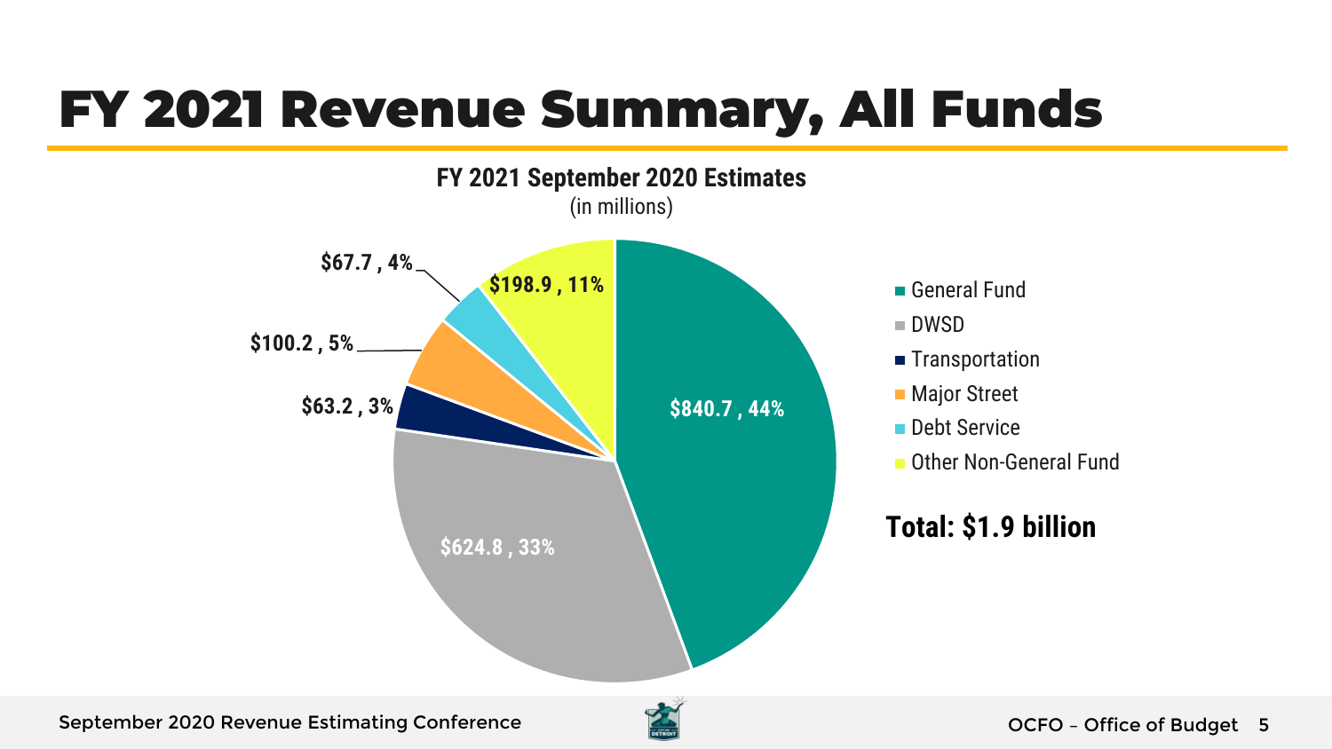# FY 2021 Revenue Summary, All Funds

**FY 2021 September 2020 Estimates**
(in millions)

| Fund | Amount | Percent |
| --- | --- | --- |
| General Fund | $840.7 | 44% |
| DWSD | $624.8 | 33% |
| Transportation | $63.2 | 3% |
| Major Street | $100.2 | 5% |
| Debt Service | $67.7 | 4% |
| Other Non-General Fund | $198.9 | 11% |

**Total: $1.9 billion**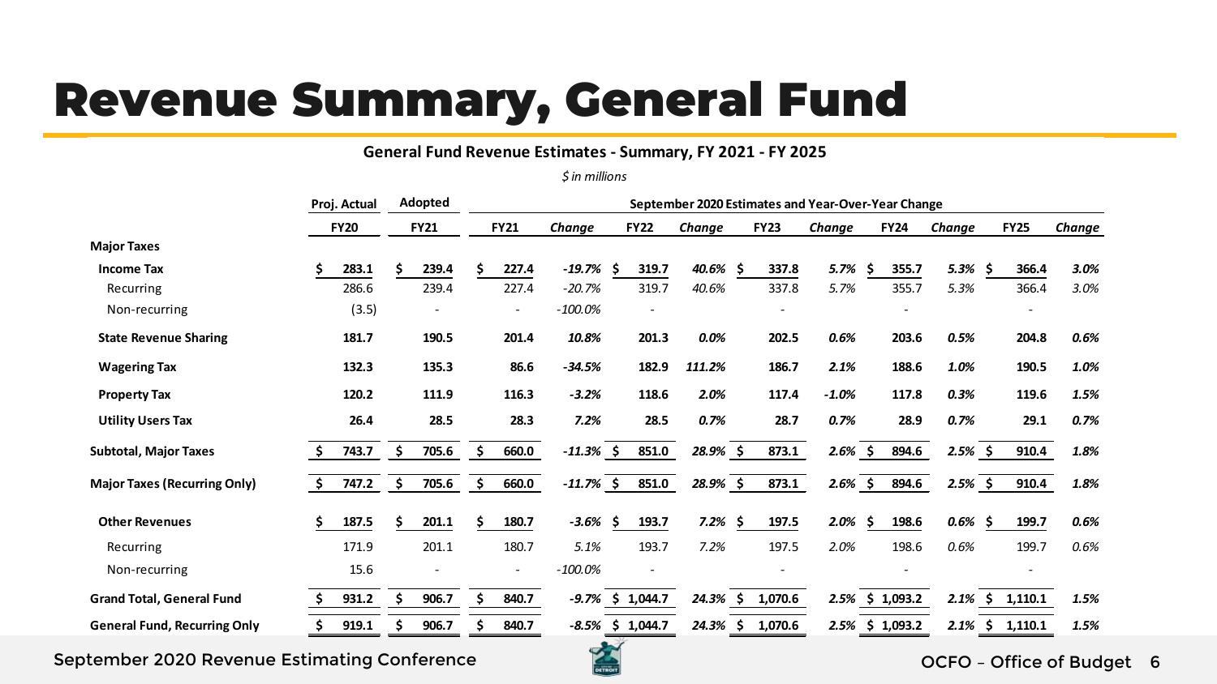# Revenue Summary, General Fund

**General Fund Revenue Estimates - Summary, FY 2021 - FY 2025**

*$ in millions*

| | Proj. Actual | Adopted | September 2020 Estimates and Year-Over-Year Change | | | | | | | | | |
|---|---|---|---|---|---|---|---|---|---|---|---|---|
| | FY20 | FY21 | FY21 | *Change* | FY22 | *Change* | FY23 | *Change* | FY24 | *Change* | FY25 | *Change* |
| **Major Taxes** | | | | | | | | | | | | |
| **Income Tax** | **$ 283.1** | **$ 239.4** | **$ 227.4** | ***-19.7%*** | **$ 319.7** | ***40.6%*** | **$ 337.8** | ***5.7%*** | **$ 355.7** | ***5.3%*** | **$ 366.4** | ***3.0%*** |
| Recurring | 286.6 | 239.4 | 227.4 | *-20.7%* | 319.7 | *40.6%* | 337.8 | *5.7%* | 355.7 | *5.3%* | 366.4 | *3.0%* |
| Non-recurring | (3.5) | - | - | *-100.0%* | - | | - | | - | | - | |
| **State Revenue Sharing** | **181.7** | **190.5** | **201.4** | ***10.8%*** | **201.3** | ***0.0%*** | **202.5** | ***0.6%*** | **203.6** | ***0.5%*** | **204.8** | ***0.6%*** |
| **Wagering Tax** | **132.3** | **135.3** | **86.6** | ***-34.5%*** | **182.9** | ***111.2%*** | **186.7** | ***2.1%*** | **188.6** | ***1.0%*** | **190.5** | ***1.0%*** |
| **Property Tax** | **120.2** | **111.9** | **116.3** | ***-3.2%*** | **118.6** | ***2.0%*** | **117.4** | ***-1.0%*** | **117.8** | ***0.3%*** | **119.6** | ***1.5%*** |
| **Utility Users Tax** | **26.4** | **28.5** | **28.3** | ***7.2%*** | **28.5** | ***0.7%*** | **28.7** | ***0.7%*** | **28.9** | ***0.7%*** | **29.1** | ***0.7%*** |
| **Subtotal, Major Taxes** | **$ 743.7** | **$ 705.6** | **$ 660.0** | ***-11.3%*** | **$ 851.0** | ***28.9%*** | **$ 873.1** | ***2.6%*** | **$ 894.6** | ***2.5%*** | **$ 910.4** | ***1.8%*** |
| **Major Taxes (Recurring Only)** | **$ 747.2** | **$ 705.6** | **$ 660.0** | ***-11.7%*** | **$ 851.0** | ***28.9%*** | **$ 873.1** | ***2.6%*** | **$ 894.6** | ***2.5%*** | **$ 910.4** | ***1.8%*** |
| **Other Revenues** | **$ 187.5** | **$ 201.1** | **$ 180.7** | ***-3.6%*** | **$ 193.7** | ***7.2%*** | **$ 197.5** | ***2.0%*** | **$ 198.6** | ***0.6%*** | **$ 199.7** | ***0.6%*** |
| Recurring | 171.9 | 201.1 | 180.7 | *5.1%* | 193.7 | *7.2%* | 197.5 | *2.0%* | 198.6 | *0.6%* | 199.7 | *0.6%* |
| Non-recurring | 15.6 | - | - | *-100.0%* | - | | - | | - | | - | |
| **Grand Total, General Fund** | **$ 931.2** | **$ 906.7** | **$ 840.7** | ***-9.7%*** | **$ 1,044.7** | ***24.3%*** | **$ 1,070.6** | ***2.5%*** | **$ 1,093.2** | ***2.1%*** | **$ 1,110.1** | ***1.5%*** |
| **General Fund, Recurring Only** | **$ 919.1** | **$ 906.7** | **$ 840.7** | ***-8.5%*** | **$ 1,044.7** | ***24.3%*** | **$ 1,070.6** | ***2.5%*** | **$ 1,093.2** | ***2.1%*** | **$ 1,110.1** | ***1.5%*** |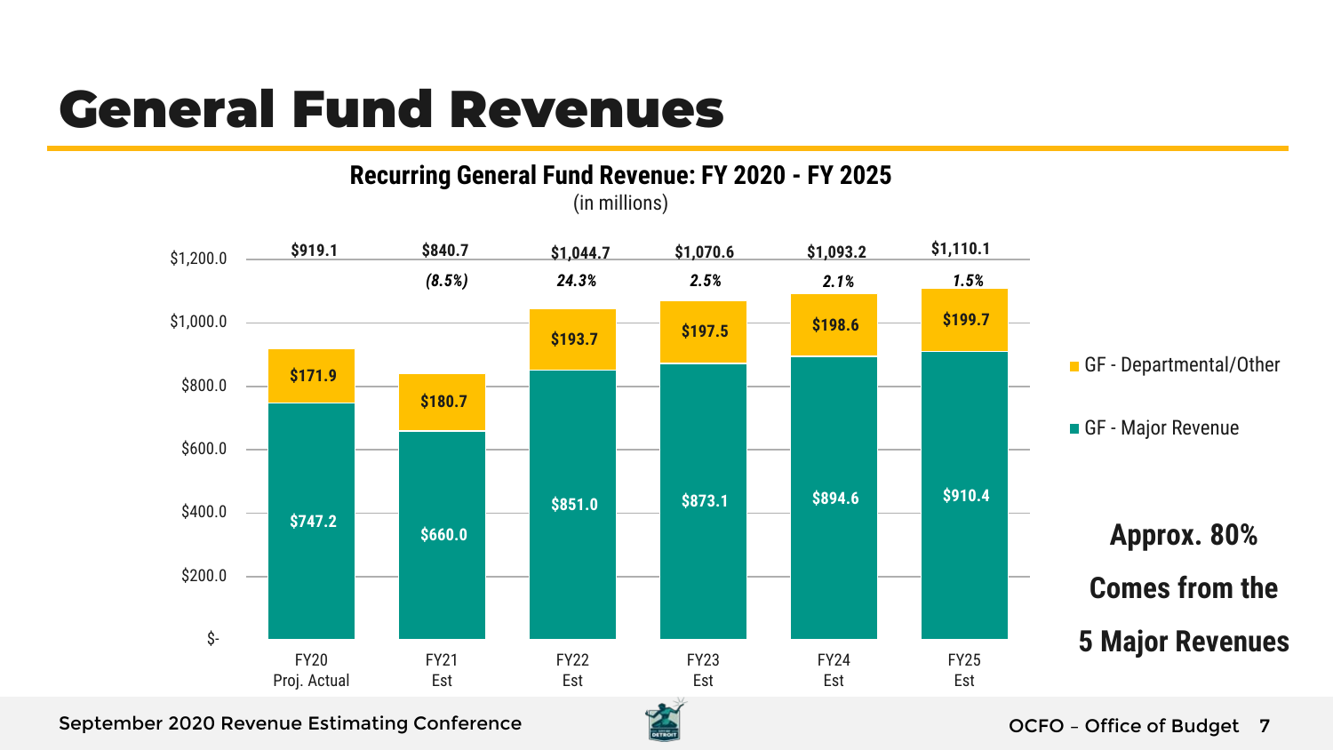# General Fund Revenues

## Recurring General Fund Revenue: FY 2020 - FY 2025

(in millions)

| | FY20 Proj. Actual | FY21 Est | FY22 Est | FY23 Est | FY24 Est | FY25 Est |
|---|---|---|---|---|---|---|
| GF - Departmental/Other | $171.9 | $180.7 | $193.7 | $197.5 | $198.6 | $199.7 |
| GF - Major Revenue | $747.2 | $660.0 | $851.0 | $873.1 | $894.6 | $910.4 |
| Total | $919.1 | $840.7 | $1,044.7 | $1,070.6 | $1,093.2 | $1,110.1 |
| % Change | | *(8.5%)* | *24.3%* | *2.5%* | *2.1%* | *1.5%* |

**Approx. 80% Comes from the 5 Major Revenues**

September 2020 Revenue Estimating Conference

OCFO – Office of Budget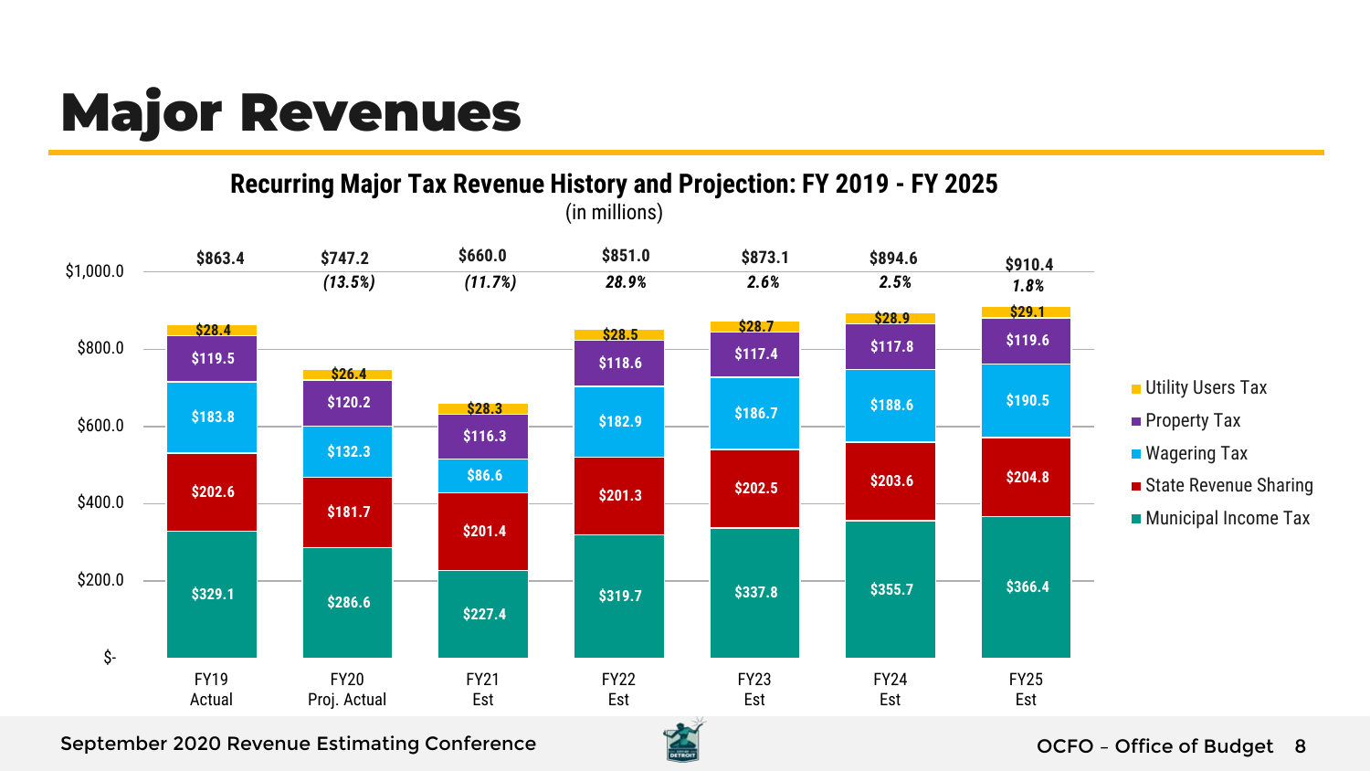# Major Revenues

## Recurring Major Tax Revenue History and Projection: FY 2019 - FY 2025

(in millions)

| | FY19 Actual | FY20 Proj. Actual | FY21 Est | FY22 Est | FY23 Est | FY24 Est | FY25 Est |
|---|---|---|---|---|---|---|---|
| Utility Users Tax | $28.4 | $26.4 | $28.3 | $28.5 | $28.7 | $28.9 | $29.1 |
| Property Tax | $119.5 | $120.2 | $116.3 | $118.6 | $117.4 | $117.8 | $119.6 |
| Wagering Tax | $183.8 | $132.3 | $86.6 | $182.9 | $186.7 | $188.6 | $190.5 |
| State Revenue Sharing | $202.6 | $181.7 | $201.4 | $201.3 | $202.5 | $203.6 | $204.8 |
| Municipal Income Tax | $329.1 | $286.6 | $227.4 | $319.7 | $337.8 | $355.7 | $366.4 |
| **Total** | $863.4 | $747.2 | $660.0 | $851.0 | $873.1 | $894.6 | $910.4 |
| **% Change** | | *(13.5%)* | *(11.7%)* | *28.9%* | *2.6%* | *2.5%* | *1.8%* |

September 2020 Revenue Estimating Conference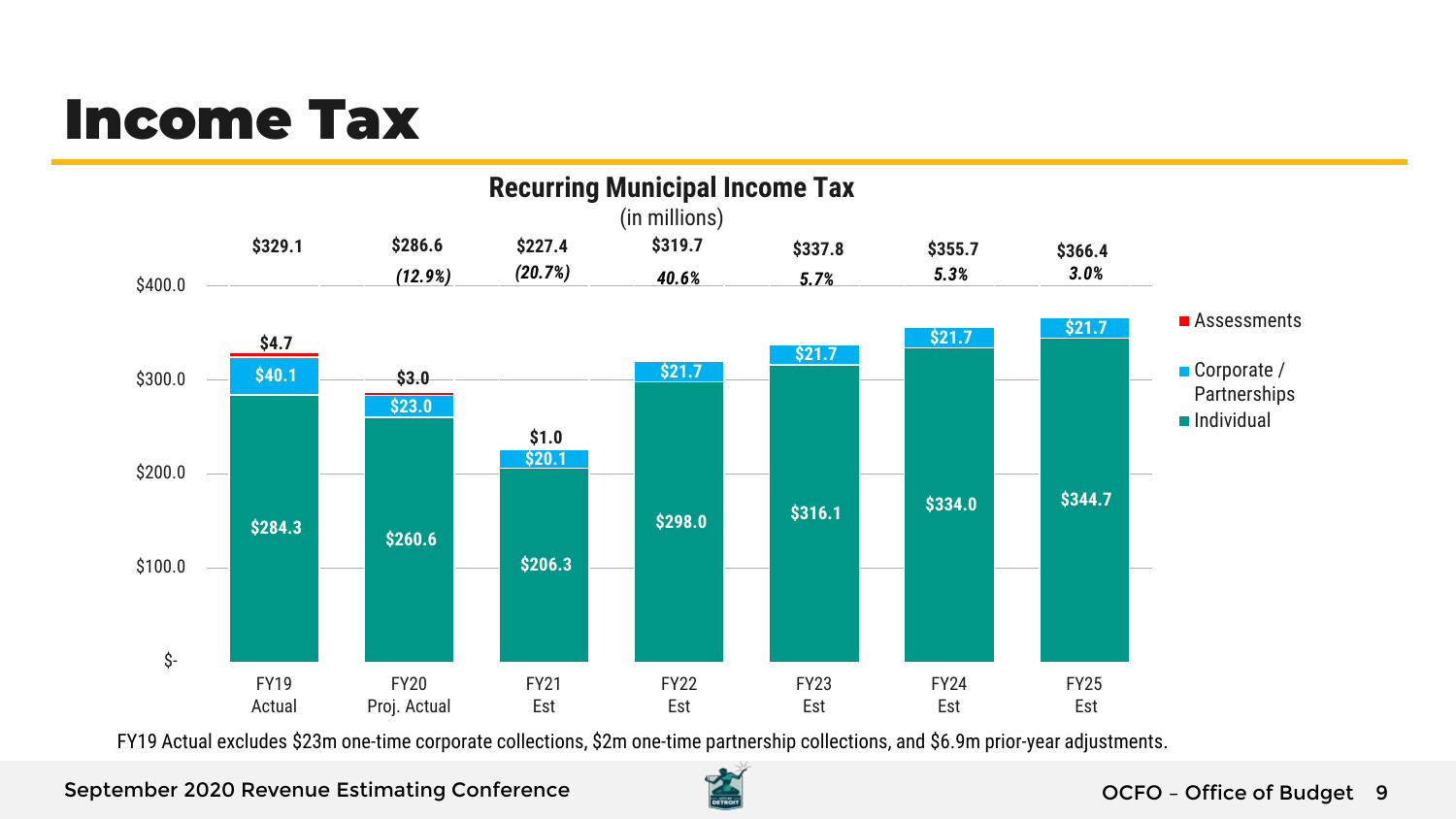# Income Tax

## Recurring Municipal Income Tax

(in millions)

| | FY19 Actual | FY20 Proj. Actual | FY21 Est | FY22 Est | FY23 Est | FY24 Est | FY25 Est |
|---|---|---|---|---|---|---|---|
| Individual | $284.3 | $260.6 | $206.3 | $298.0 | $316.1 | $334.0 | $344.7 |
| Corporate / Partnerships | $40.1 | $23.0 | $20.1 | $21.7 | $21.7 | $21.7 | $21.7 |
| Assessments | $4.7 | $3.0 | $1.0 | | | | |
| Total | $329.1 | $286.6 | $227.4 | $319.7 | $337.8 | $355.7 | $366.4 |
| % Change | | *(12.9%)* | *(20.7%)* | *40.6%* | *5.7%* | *5.3%* | *3.0%* |

FY19 Actual excludes $23m one-time corporate collections, $2m one-time partnership collections, and $6.9m prior-year adjustments.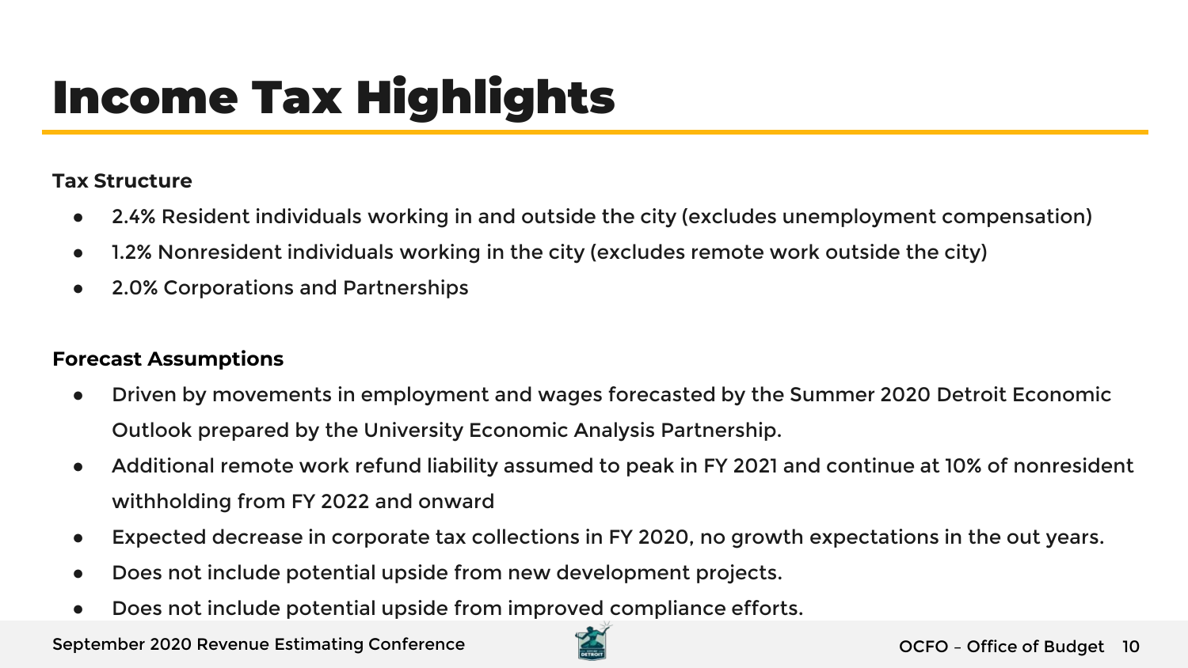# Income Tax Highlights

**Tax Structure**

- 2.4% Resident individuals working in and outside the city (excludes unemployment compensation)
- 1.2% Nonresident individuals working in the city (excludes remote work outside the city)
- 2.0% Corporations and Partnerships

**Forecast Assumptions**

- Driven by movements in employment and wages forecasted by the Summer 2020 Detroit Economic Outlook prepared by the University Economic Analysis Partnership.
- Additional remote work refund liability assumed to peak in FY 2021 and continue at 10% of nonresident withholding from FY 2022 and onward
- Expected decrease in corporate tax collections in FY 2020, no growth expectations in the out years.
- Does not include potential upside from new development projects.
- Does not include potential upside from improved compliance efforts.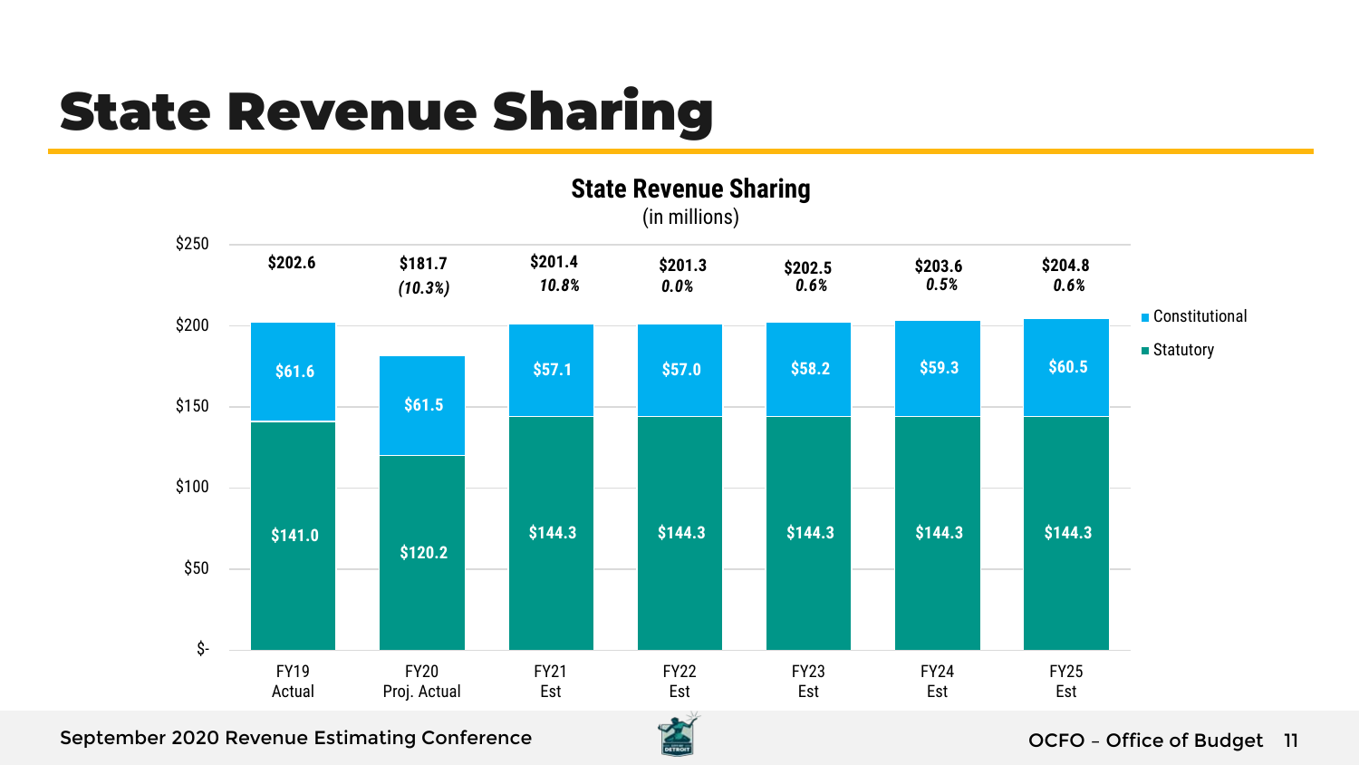# State Revenue Sharing

## State Revenue Sharing

(in millions)

| | FY19 Actual | FY20 Proj. Actual | FY21 Est | FY22 Est | FY23 Est | FY24 Est | FY25 Est |
|---|---|---|---|---|---|---|---|
| Constitutional | $61.6 | $61.5 | $57.1 | $57.0 | $58.2 | $59.3 | $60.5 |
| Statutory | $141.0 | $120.2 | $144.3 | $144.3 | $144.3 | $144.3 | $144.3 |
| Total | $202.6 | $181.7 | $201.4 | $201.3 | $202.5 | $203.6 | $204.8 |
| % Change | | *(10.3%)* | *10.8%* | *0.0%* | *0.6%* | *0.5%* | *0.6%* |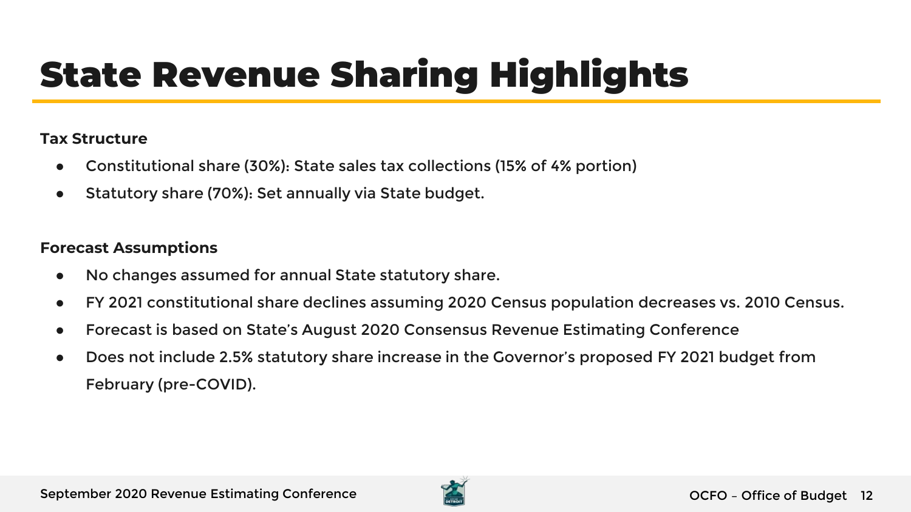# State Revenue Sharing Highlights

**Tax Structure**

- Constitutional share (30%): State sales tax collections (15% of 4% portion)
- Statutory share (70%): Set annually via State budget.

**Forecast Assumptions**

- No changes assumed for annual State statutory share.
- FY 2021 constitutional share declines assuming 2020 Census population decreases vs. 2010 Census.
- Forecast is based on State's August 2020 Consensus Revenue Estimating Conference
- Does not include 2.5% statutory share increase in the Governor's proposed FY 2021 budget from February (pre-COVID).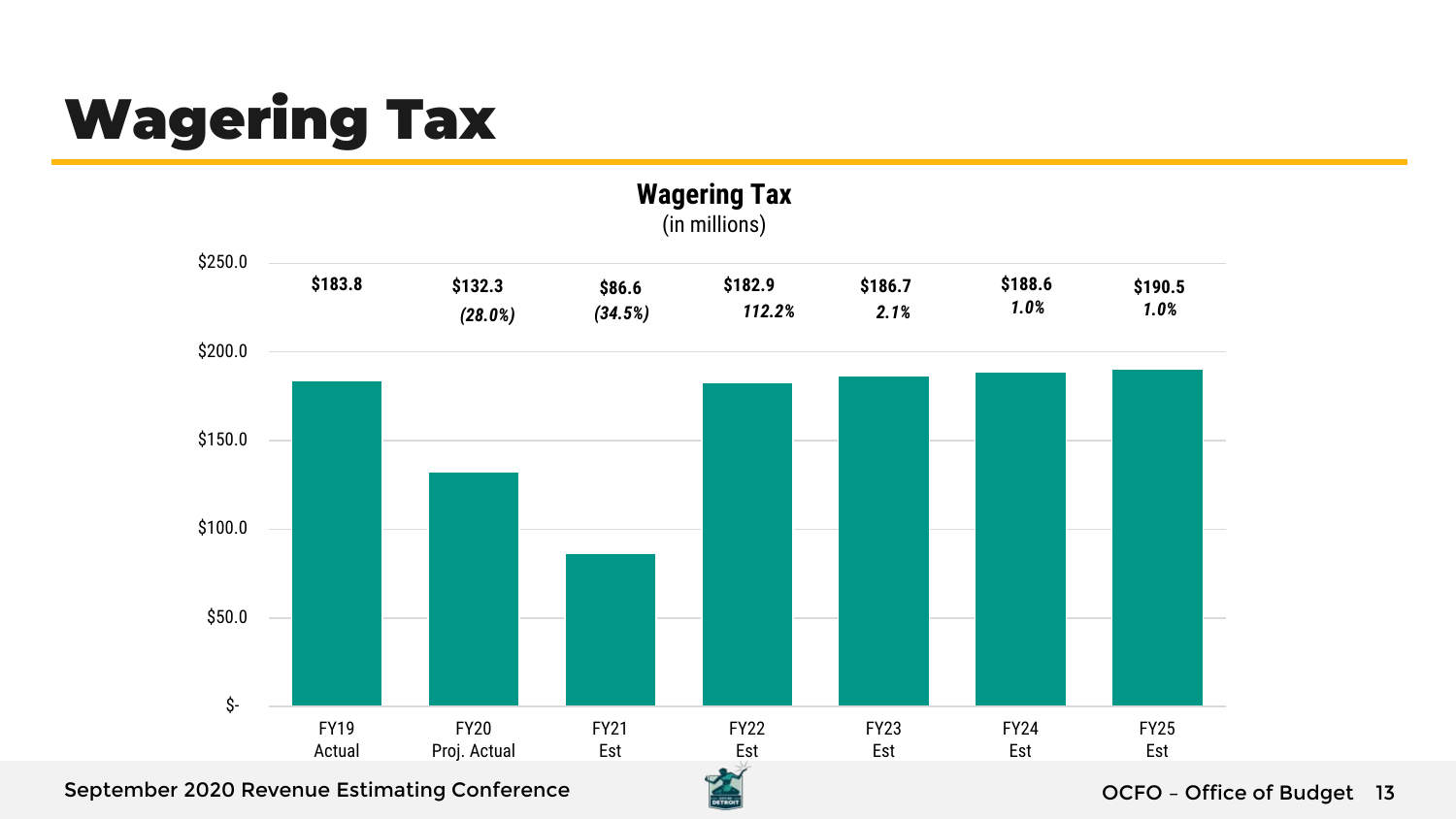# Wagering Tax

## Wagering Tax
(in millions)

| Fiscal Year | Amount | % Change |
|---|---|---|
| FY19 Actual | $183.8 | |
| FY20 Proj. Actual | $132.3 | *(28.0%)* |
| FY21 Est | $86.6 | *(34.5%)* |
| FY22 Est | $182.9 | *112.2%* |
| FY23 Est | $186.7 | *2.1%* |
| FY24 Est | $188.6 | *1.0%* |
| FY25 Est | $190.5 | *1.0%* |

September 2020 Revenue Estimating Conference

OCFO – Office of Budget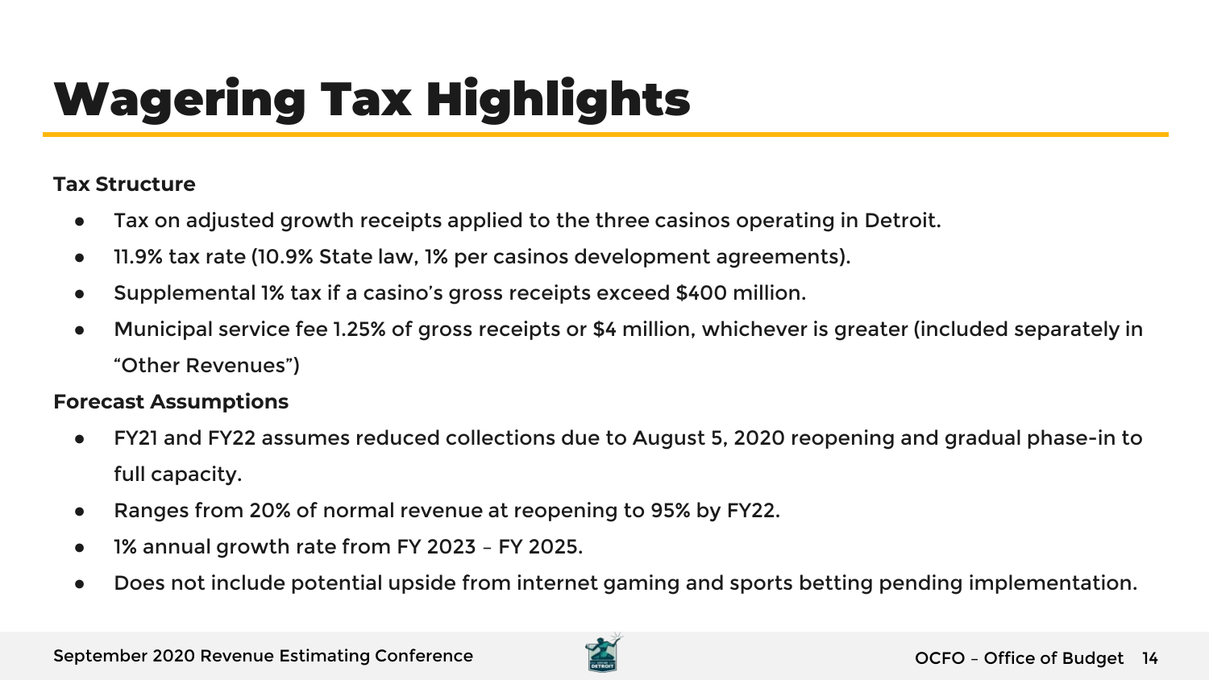# Wagering Tax Highlights

**Tax Structure**

- Tax on adjusted growth receipts applied to the three casinos operating in Detroit.
- 11.9% tax rate (10.9% State law, 1% per casinos development agreements).
- Supplemental 1% tax if a casino's gross receipts exceed $400 million.
- Municipal service fee 1.25% of gross receipts or $4 million, whichever is greater (included separately in "Other Revenues")

**Forecast Assumptions**

- FY21 and FY22 assumes reduced collections due to August 5, 2020 reopening and gradual phase-in to full capacity.
- Ranges from 20% of normal revenue at reopening to 95% by FY22.
- 1% annual growth rate from FY 2023 – FY 2025.
- Does not include potential upside from internet gaming and sports betting pending implementation.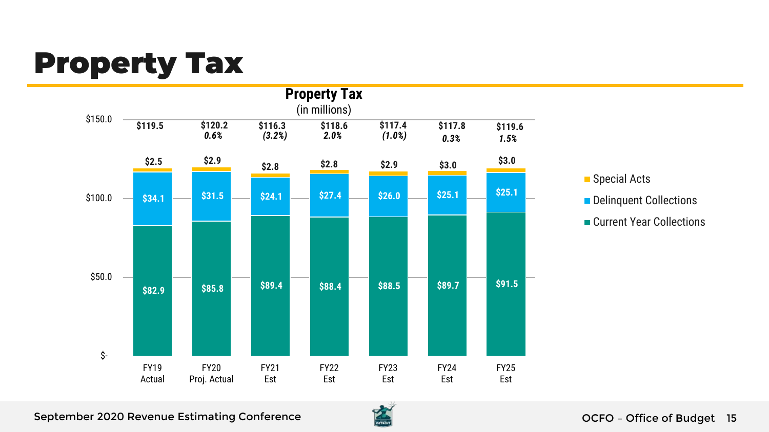# Property Tax

**Property Tax**
(in millions)

| | FY19 Actual | FY20 Proj. Actual | FY21 Est | FY22 Est | FY23 Est | FY24 Est | FY25 Est |
|---|---|---|---|---|---|---|---|
| Special Acts | $2.5 | $2.9 | $2.8 | $2.8 | $2.9 | $3.0 | $3.0 |
| Delinquent Collections | $34.1 | $31.5 | $24.1 | $27.4 | $26.0 | $25.1 | $25.1 |
| Current Year Collections | $82.9 | $85.8 | $89.4 | $88.4 | $88.5 | $89.7 | $91.5 |
| Total | $119.5 | $120.2 | $116.3 | $118.6 | $117.4 | $117.8 | $119.6 |
| % Change | | 0.6% | (3.2%) | 2.0% | (1.0%) | 0.3% | 1.5% |

September 2020 Revenue Estimating Conference

OCFO – Office of Budget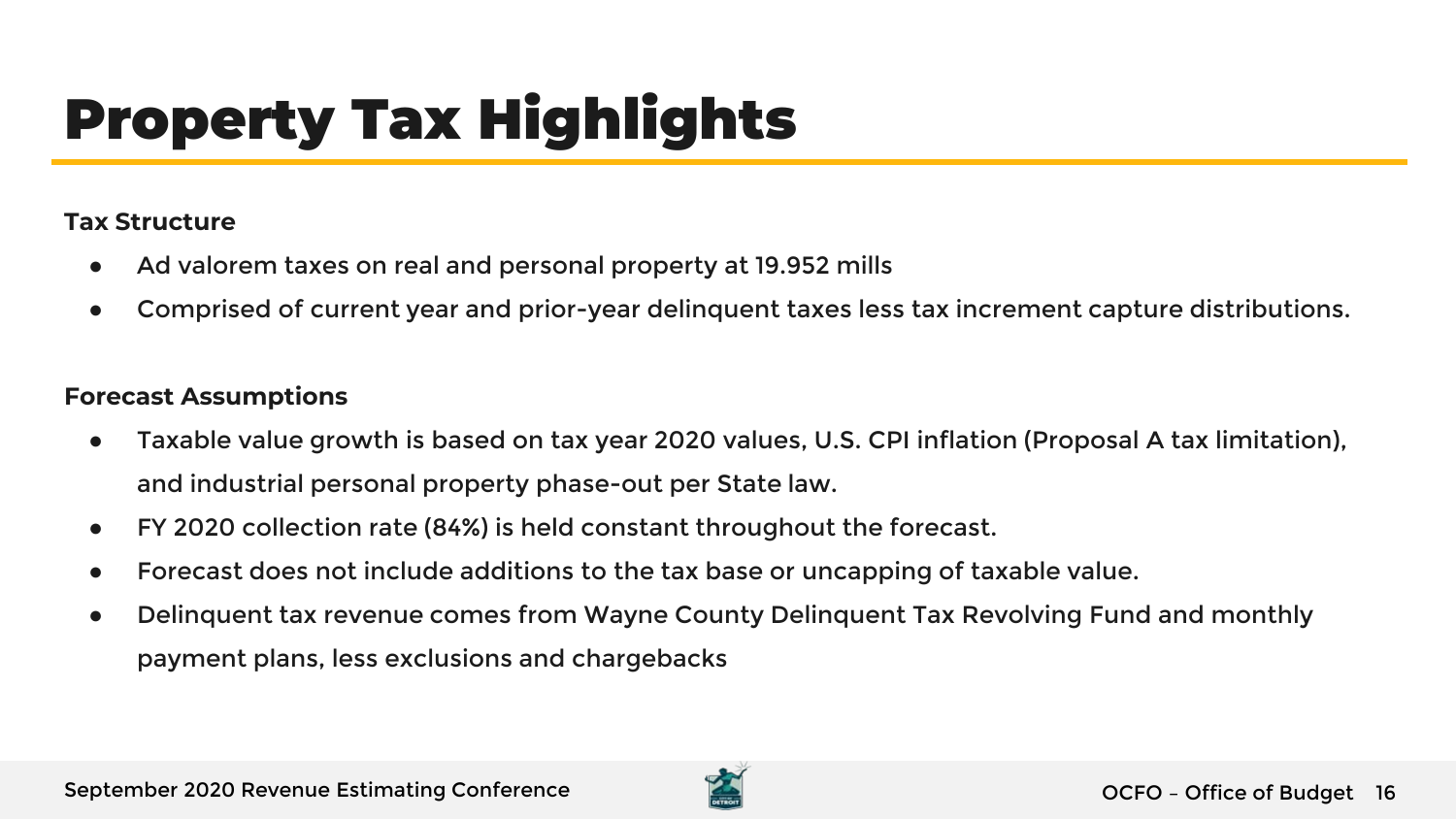# Property Tax Highlights

**Tax Structure**

- Ad valorem taxes on real and personal property at 19.952 mills
- Comprised of current year and prior-year delinquent taxes less tax increment capture distributions.

**Forecast Assumptions**

- Taxable value growth is based on tax year 2020 values, U.S. CPI inflation (Proposal A tax limitation), and industrial personal property phase-out per State law.
- FY 2020 collection rate (84%) is held constant throughout the forecast.
- Forecast does not include additions to the tax base or uncapping of taxable value.
- Delinquent tax revenue comes from Wayne County Delinquent Tax Revolving Fund and monthly payment plans, less exclusions and chargebacks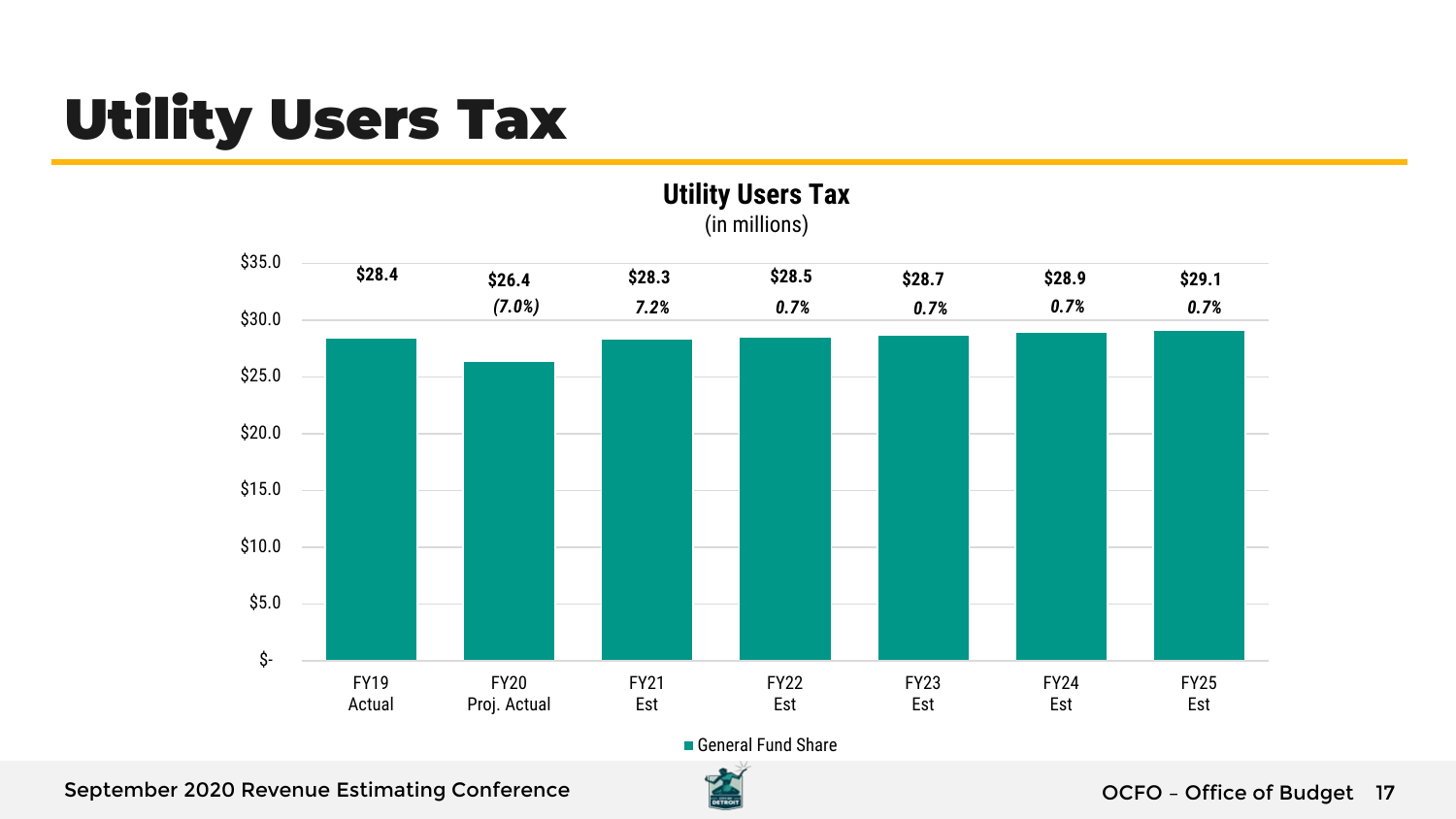# Utility Users Tax

**Utility Users Tax**
(in millions)

| | FY19 Actual | FY20 Proj. Actual | FY21 Est | FY22 Est | FY23 Est | FY24 Est | FY25 Est |
|---|---|---|---|---|---|---|---|
| General Fund Share | $28.4 | $26.4 | $28.3 | $28.5 | $28.7 | $28.9 | $29.1 |
| % Change | | *(7.0%)* | *7.2%* | *0.7%* | *0.7%* | *0.7%* | *0.7%* |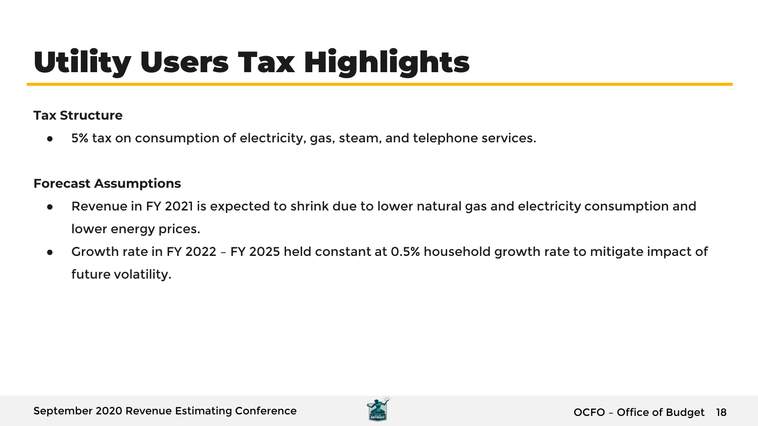# Utility Users Tax Highlights

**Tax Structure**

- 5% tax on consumption of electricity, gas, steam, and telephone services.

**Forecast Assumptions**

- Revenue in FY 2021 is expected to shrink due to lower natural gas and electricity consumption and lower energy prices.
- Growth rate in FY 2022 – FY 2025 held constant at 0.5% household growth rate to mitigate impact of future volatility.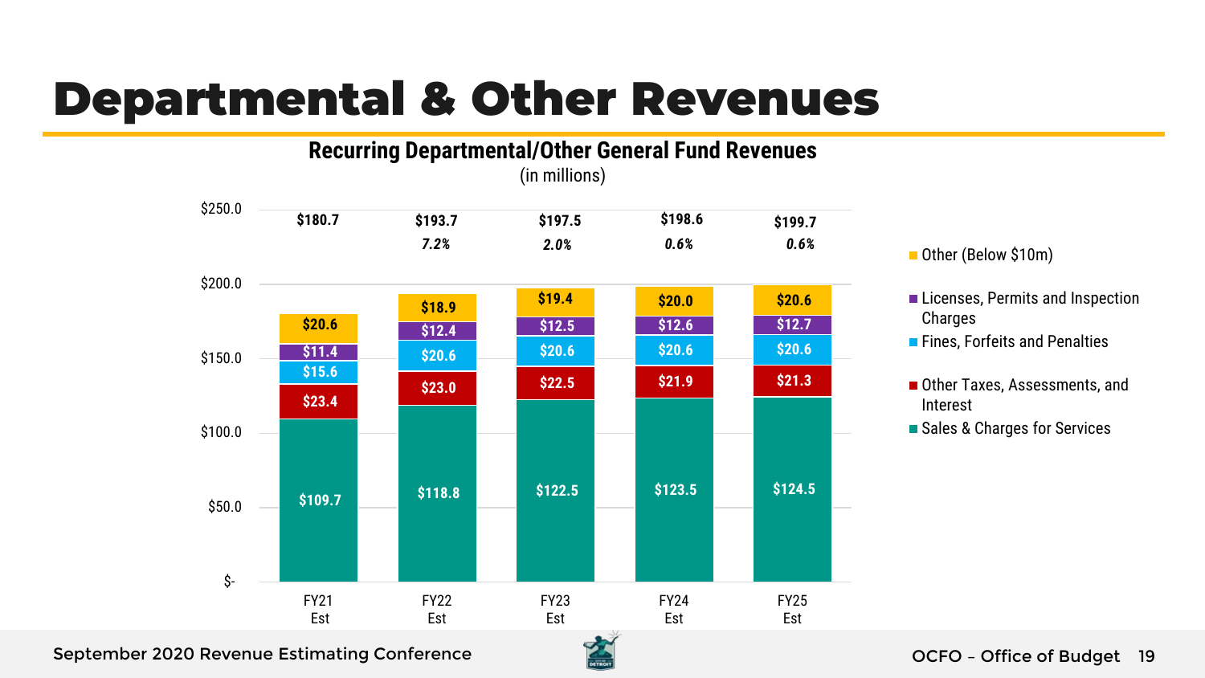# Departmental & Other Revenues

**Recurring Departmental/Other General Fund Revenues**

(in millions)

| | FY21 Est | FY22 Est | FY23 Est | FY24 Est | FY25 Est |
|---|---|---|---|---|---|
| Other (Below $10m) | $20.6 | $18.9 | $19.4 | $20.0 | $20.6 |
| Licenses, Permits and Inspection Charges | $11.4 | $12.4 | $12.5 | $12.6 | $12.7 |
| Fines, Forfeits and Penalties | $15.6 | $20.6 | $20.6 | $20.6 | $20.6 |
| Other Taxes, Assessments, and Interest | $23.4 | $23.0 | $22.5 | $21.9 | $21.3 |
| Sales & Charges for Services | $109.7 | $118.8 | $122.5 | $123.5 | $124.5 |
| **Total** | **$180.7** | **$193.7** | **$197.5** | **$198.6** | **$199.7** |
| Growth | | *7.2%* | *2.0%* | *0.6%* | *0.6%* |

September 2020 Revenue Estimating Conference

OCFO – Office of Budget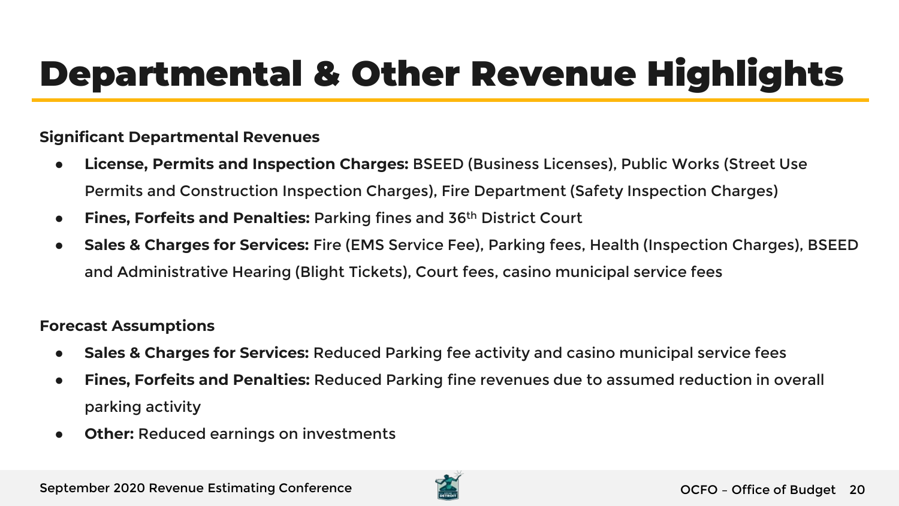# Departmental & Other Revenue Highlights

**Significant Departmental Revenues**

- **License, Permits and Inspection Charges:** BSEED (Business Licenses), Public Works (Street Use Permits and Construction Inspection Charges), Fire Department (Safety Inspection Charges)
- **Fines, Forfeits and Penalties:** Parking fines and 36th District Court
- **Sales & Charges for Services:** Fire (EMS Service Fee), Parking fees, Health (Inspection Charges), BSEED and Administrative Hearing (Blight Tickets), Court fees, casino municipal service fees

**Forecast Assumptions**

- **Sales & Charges for Services:** Reduced Parking fee activity and casino municipal service fees
- **Fines, Forfeits and Penalties:** Reduced Parking fine revenues due to assumed reduction in overall parking activity
- **Other:** Reduced earnings on investments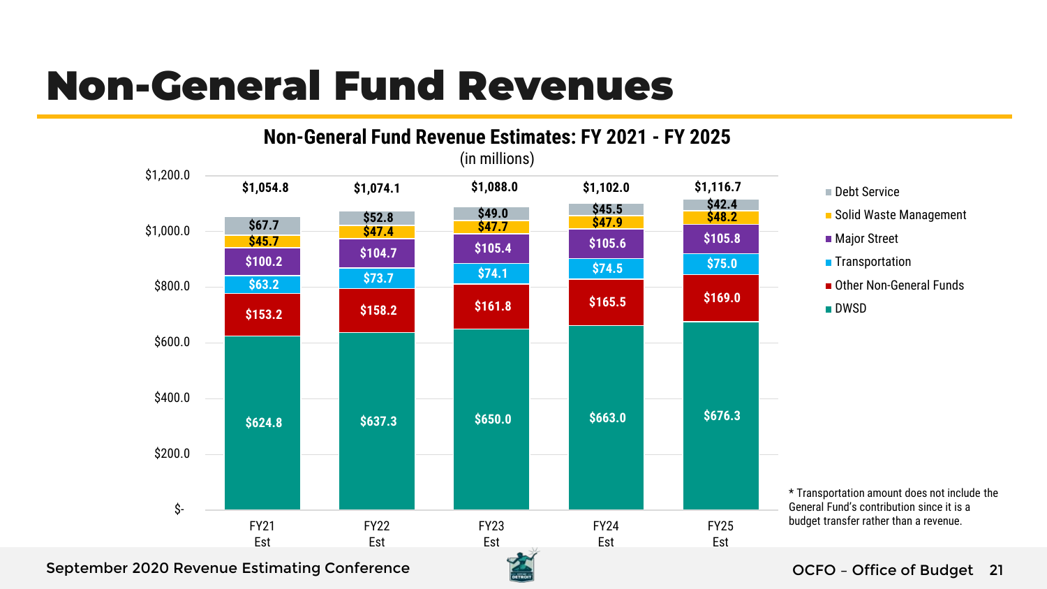# Non-General Fund Revenues

## Non-General Fund Revenue Estimates: FY 2021 - FY 2025

(in millions)

| | FY21 Est | FY22 Est | FY23 Est | FY24 Est | FY25 Est |
|---|---|---|---|---|---|
| Debt Service | $67.7 | $52.8 | $49.0 | $45.5 | $42.4 |
| Solid Waste Management | $45.7 | $47.4 | $47.7 | $47.9 | $48.2 |
| Major Street | $100.2 | $104.7 | $105.4 | $105.6 | $105.8 |
| Transportation | $63.2 | $73.7 | $74.1 | $74.5 | $75.0 |
| Other Non-General Funds | $153.2 | $158.2 | $161.8 | $165.5 | $169.0 |
| DWSD | $624.8 | $637.3 | $650.0 | $663.0 | $676.3 |
| Total | $1,054.8 | $1,074.1 | $1,088.0 | $1,102.0 | $1,116.7 |

\* Transportation amount does not include the General Fund's contribution since it is a budget transfer rather than a revenue.

September 2020 Revenue Estimating Conference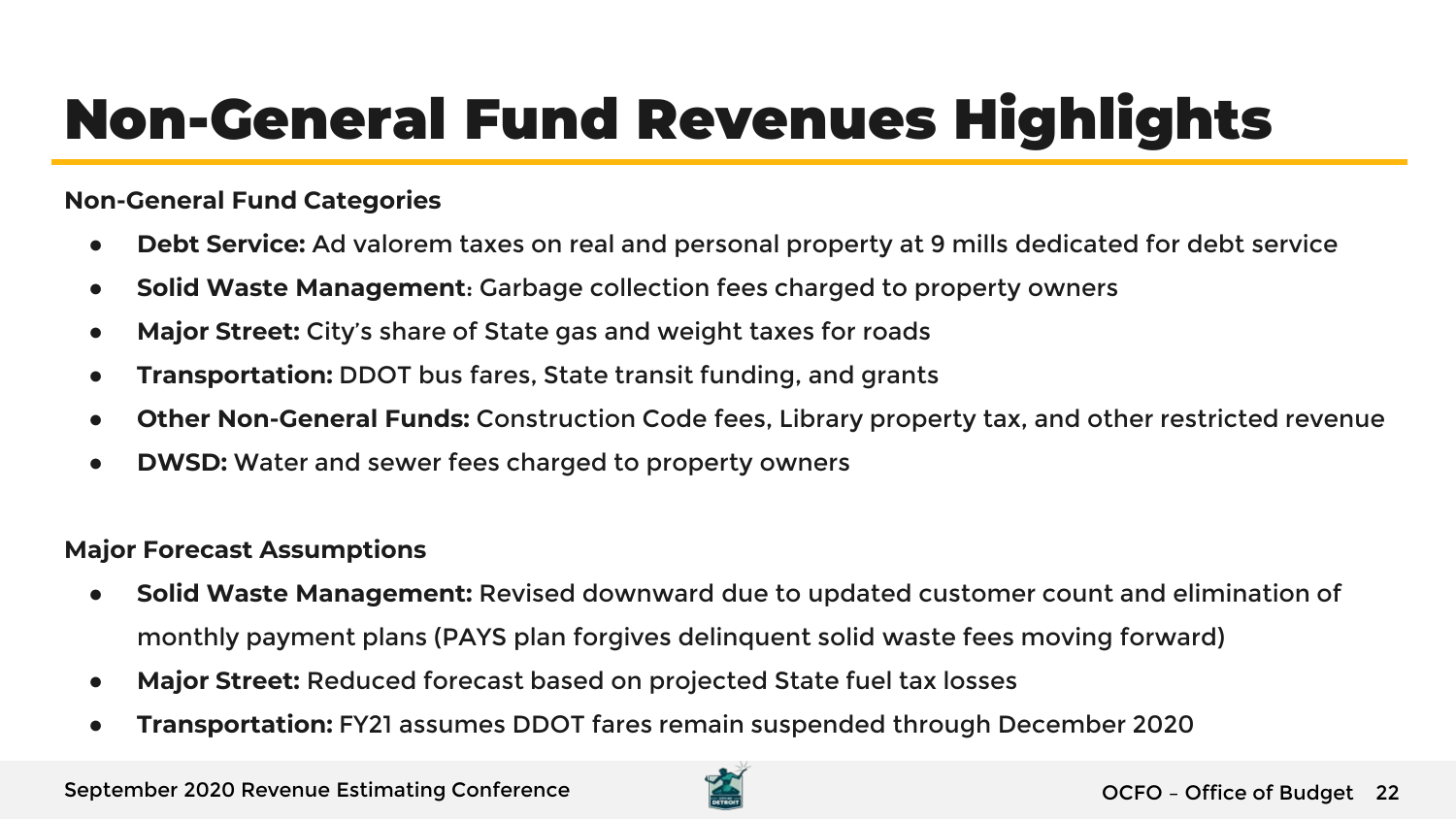# Non-General Fund Revenues Highlights

**Non-General Fund Categories**

- **Debt Service:** Ad valorem taxes on real and personal property at 9 mills dedicated for debt service
- **Solid Waste Management**: Garbage collection fees charged to property owners
- **Major Street:** City's share of State gas and weight taxes for roads
- **Transportation:** DDOT bus fares, State transit funding, and grants
- **Other Non-General Funds:** Construction Code fees, Library property tax, and other restricted revenue
- **DWSD:** Water and sewer fees charged to property owners

**Major Forecast Assumptions**

- **Solid Waste Management:** Revised downward due to updated customer count and elimination of monthly payment plans (PAYS plan forgives delinquent solid waste fees moving forward)
- **Major Street:** Reduced forecast based on projected State fuel tax losses
- **Transportation:** FY21 assumes DDOT fares remain suspended through December 2020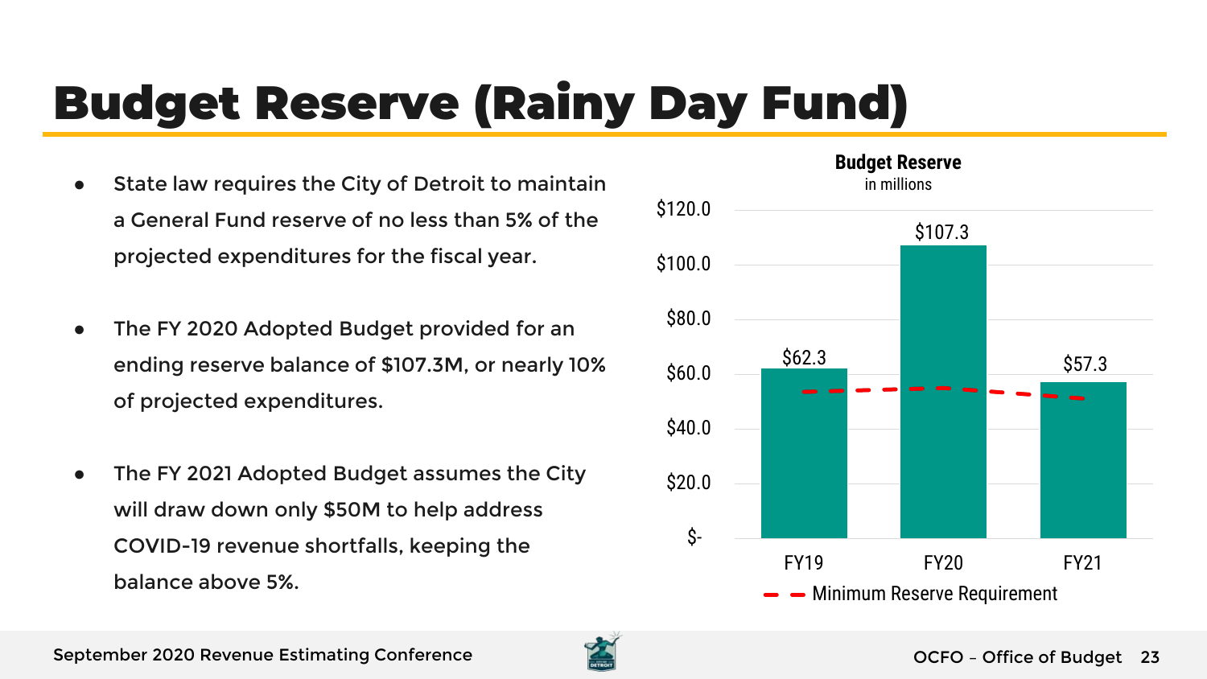# Budget Reserve (Rainy Day Fund)

- State law requires the City of Detroit to maintain a General Fund reserve of no less than 5% of the projected expenditures for the fiscal year.
- The FY 2020 Adopted Budget provided for an ending reserve balance of $107.3M, or nearly 10% of projected expenditures.
- The FY 2021 Adopted Budget assumes the City will draw down only $50M to help address COVID-19 revenue shortfalls, keeping the balance above 5%.

**Budget Reserve**
in millions

| | FY19 | FY20 | FY21 |
|---|---|---|---|
| Budget Reserve | $62.3 | $107.3 | $57.3 |

Minimum Reserve Requirement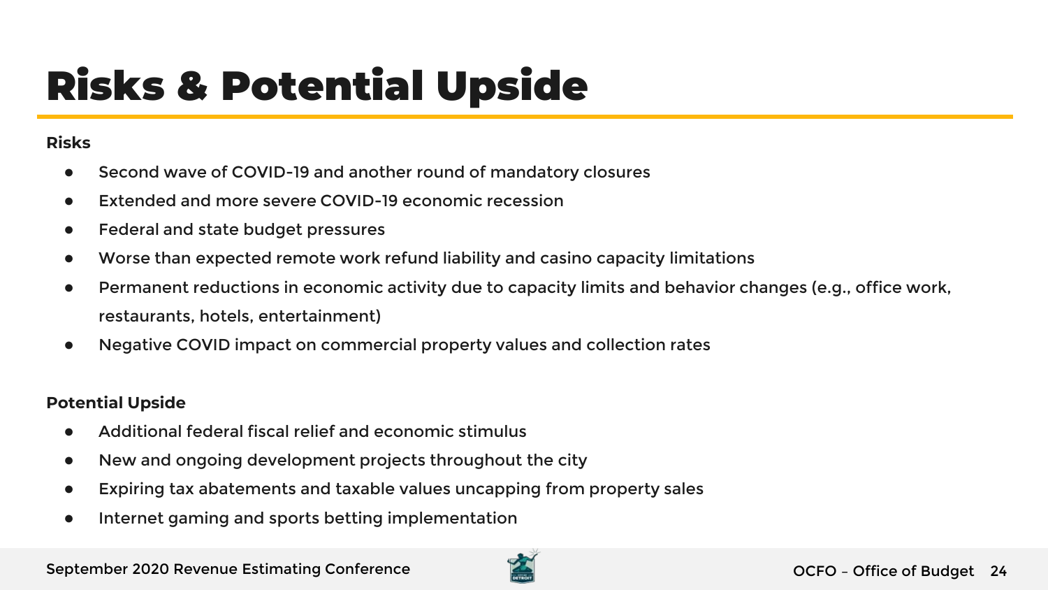# Risks & Potential Upside

**Risks**

- Second wave of COVID-19 and another round of mandatory closures
- Extended and more severe COVID-19 economic recession
- Federal and state budget pressures
- Worse than expected remote work refund liability and casino capacity limitations
- Permanent reductions in economic activity due to capacity limits and behavior changes (e.g., office work, restaurants, hotels, entertainment)
- Negative COVID impact on commercial property values and collection rates

**Potential Upside**

- Additional federal fiscal relief and economic stimulus
- New and ongoing development projects throughout the city
- Expiring tax abatements and taxable values uncapping from property sales
- Internet gaming and sports betting implementation